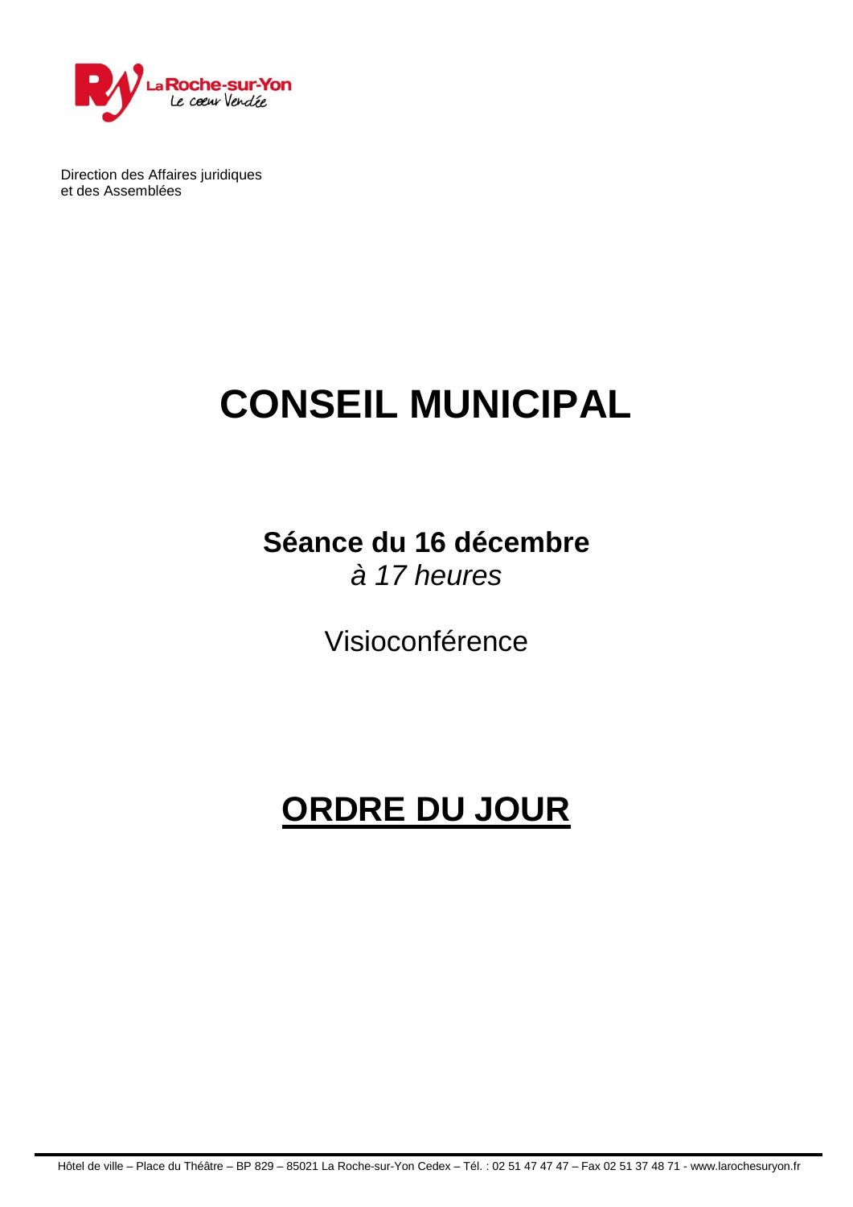Direction des Affaires juridiques
et des Assemblées

# CONSEIL MUNICIPAL

**Séance du 16 décembre**
*à 17 heures*

Visioconférence

# ORDRE DU JOUR

Hôtel de ville – Place du Théâtre – BP 829 – 85021 La Roche-sur-Yon Cedex – Tél. : 02 51 47 47 47 – Fax 02 51 37 48 71 - www.larochesuryon.fr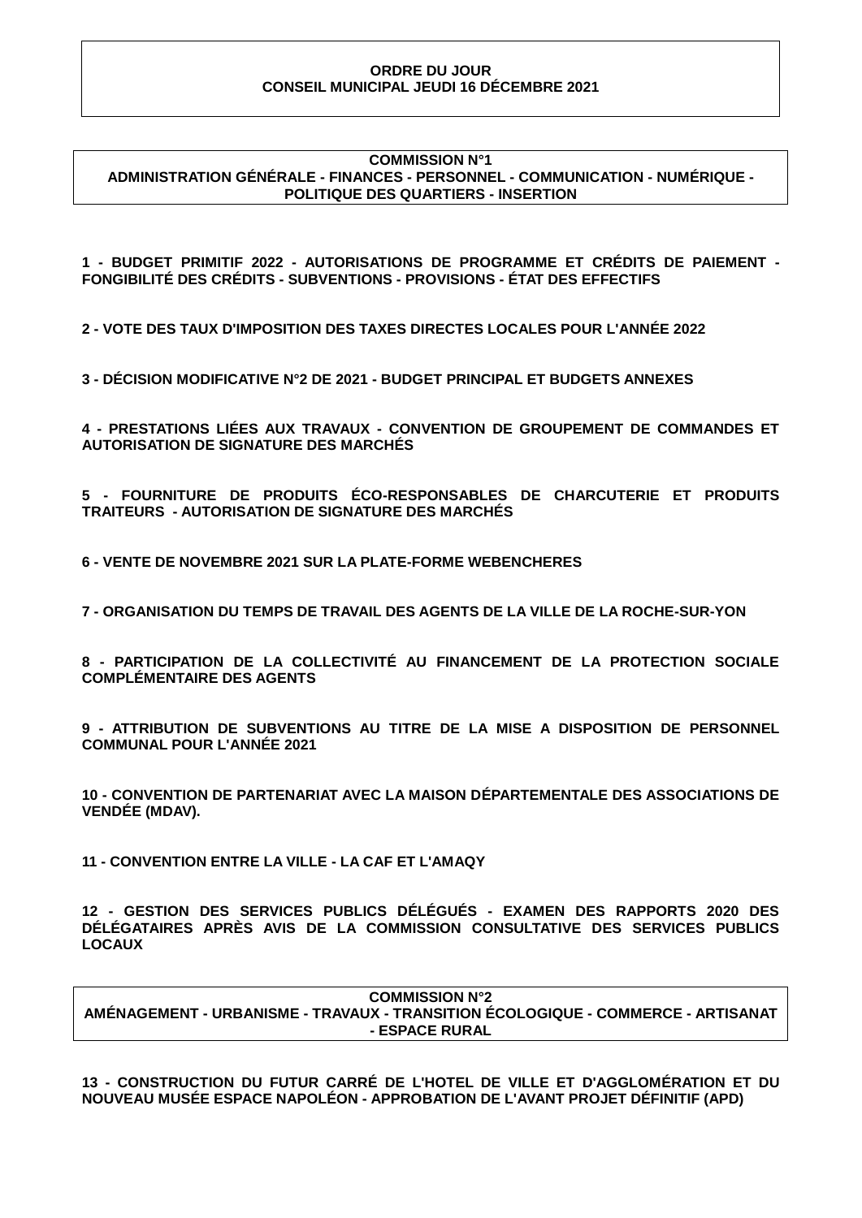# ORDRE DU JOUR
# CONSEIL MUNICIPAL JEUDI 16 DÉCEMBRE 2021

## COMMISSION N°1
## ADMINISTRATION GÉNÉRALE - FINANCES - PERSONNEL - COMMUNICATION - NUMÉRIQUE - POLITIQUE DES QUARTIERS - INSERTION

**1 - BUDGET PRIMITIF 2022 - AUTORISATIONS DE PROGRAMME ET CRÉDITS DE PAIEMENT - FONGIBILITÉ DES CRÉDITS - SUBVENTIONS - PROVISIONS - ÉTAT DES EFFECTIFS**

**2 - VOTE DES TAUX D'IMPOSITION DES TAXES DIRECTES LOCALES POUR L'ANNÉE 2022**

**3 - DÉCISION MODIFICATIVE N°2 DE 2021 - BUDGET PRINCIPAL ET BUDGETS ANNEXES**

**4 - PRESTATIONS LIÉES AUX TRAVAUX - CONVENTION DE GROUPEMENT DE COMMANDES ET AUTORISATION DE SIGNATURE DES MARCHÉS**

**5 - FOURNITURE DE PRODUITS ÉCO-RESPONSABLES DE CHARCUTERIE ET PRODUITS TRAITEURS - AUTORISATION DE SIGNATURE DES MARCHÉS**

**6 - VENTE DE NOVEMBRE 2021 SUR LA PLATE-FORME WEBENCHERES**

**7 - ORGANISATION DU TEMPS DE TRAVAIL DES AGENTS DE LA VILLE DE LA ROCHE-SUR-YON**

**8 - PARTICIPATION DE LA COLLECTIVITÉ AU FINANCEMENT DE LA PROTECTION SOCIALE COMPLÉMENTAIRE DES AGENTS**

**9 - ATTRIBUTION DE SUBVENTIONS AU TITRE DE LA MISE A DISPOSITION DE PERSONNEL COMMUNAL POUR L'ANNÉE 2021**

**10 - CONVENTION DE PARTENARIAT AVEC LA MAISON DÉPARTEMENTALE DES ASSOCIATIONS DE VENDÉE (MDAV).**

**11 - CONVENTION ENTRE LA VILLE - LA CAF ET L'AMAQY**

**12 - GESTION DES SERVICES PUBLICS DÉLÉGUÉS - EXAMEN DES RAPPORTS 2020 DES DÉLÉGATAIRES APRÈS AVIS DE LA COMMISSION CONSULTATIVE DES SERVICES PUBLICS LOCAUX**

## COMMISSION N°2
## AMÉNAGEMENT - URBANISME - TRAVAUX - TRANSITION ÉCOLOGIQUE - COMMERCE - ARTISANAT - ESPACE RURAL

**13 - CONSTRUCTION DU FUTUR CARRÉ DE L'HOTEL DE VILLE ET D'AGGLOMÉRATION ET DU NOUVEAU MUSÉE ESPACE NAPOLÉON - APPROBATION DE L'AVANT PROJET DÉFINITIF (APD)**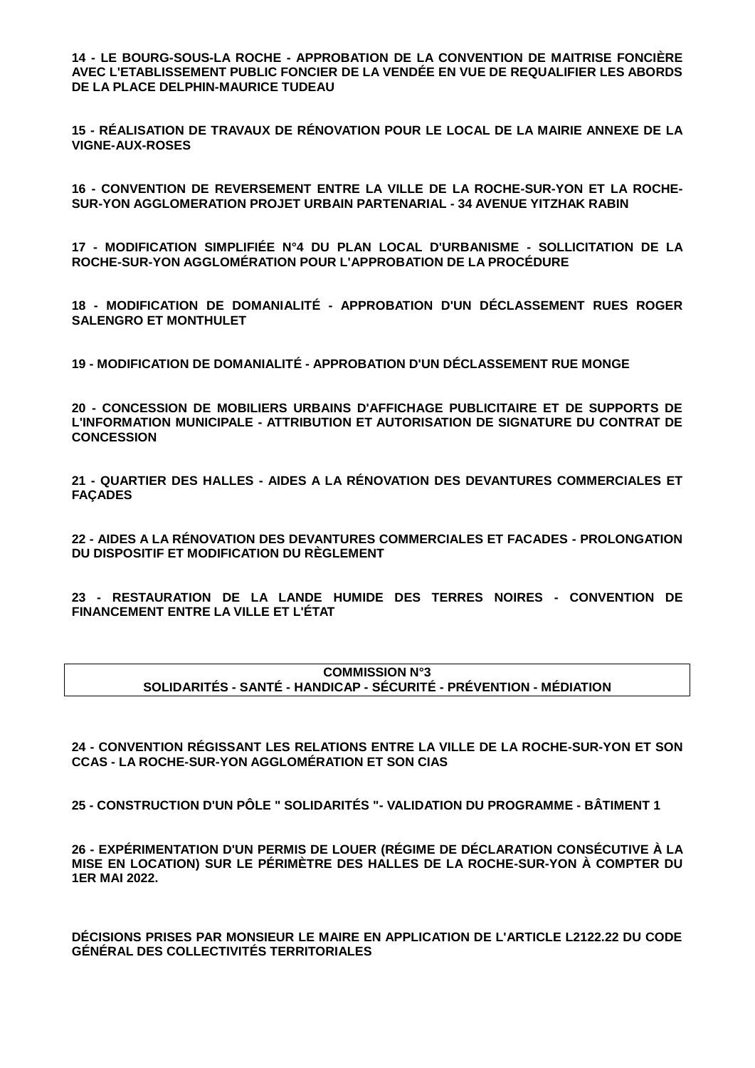**14 - LE BOURG-SOUS-LA ROCHE - APPROBATION DE LA CONVENTION DE MAITRISE FONCIÈRE AVEC L'ETABLISSEMENT PUBLIC FONCIER DE LA VENDÉE EN VUE DE REQUALIFIER LES ABORDS DE LA PLACE DELPHIN-MAURICE TUDEAU**

**15 - RÉALISATION DE TRAVAUX DE RÉNOVATION POUR LE LOCAL DE LA MAIRIE ANNEXE DE LA VIGNE-AUX-ROSES**

**16 - CONVENTION DE REVERSEMENT ENTRE LA VILLE DE LA ROCHE-SUR-YON ET LA ROCHE-SUR-YON AGGLOMERATION PROJET URBAIN PARTENARIAL - 34 AVENUE YITZHAK RABIN**

**17 - MODIFICATION SIMPLIFIÉE N°4 DU PLAN LOCAL D'URBANISME - SOLLICITATION DE LA ROCHE-SUR-YON AGGLOMÉRATION POUR L'APPROBATION DE LA PROCÉDURE**

**18 - MODIFICATION DE DOMANIALITÉ - APPROBATION D'UN DÉCLASSEMENT RUES ROGER SALENGRO ET MONTHULET**

**19 - MODIFICATION DE DOMANIALITÉ - APPROBATION D'UN DÉCLASSEMENT RUE MONGE**

**20 - CONCESSION DE MOBILIERS URBAINS D'AFFICHAGE PUBLICITAIRE ET DE SUPPORTS DE L'INFORMATION MUNICIPALE - ATTRIBUTION ET AUTORISATION DE SIGNATURE DU CONTRAT DE CONCESSION**

**21 - QUARTIER DES HALLES - AIDES A LA RÉNOVATION DES DEVANTURES COMMERCIALES ET FAÇADES**

**22 - AIDES A LA RÉNOVATION DES DEVANTURES COMMERCIALES ET FACADES - PROLONGATION DU DISPOSITIF ET MODIFICATION DU RÈGLEMENT**

**23 - RESTAURATION DE LA LANDE HUMIDE DES TERRES NOIRES - CONVENTION DE FINANCEMENT ENTRE LA VILLE ET L'ÉTAT**

## COMMISSION N°3
## SOLIDARITÉS - SANTÉ - HANDICAP - SÉCURITÉ - PRÉVENTION - MÉDIATION

**24 - CONVENTION RÉGISSANT LES RELATIONS ENTRE LA VILLE DE LA ROCHE-SUR-YON ET SON CCAS - LA ROCHE-SUR-YON AGGLOMÉRATION ET SON CIAS**

**25 - CONSTRUCTION D'UN PÔLE " SOLIDARITÉS "- VALIDATION DU PROGRAMME - BÂTIMENT 1**

**26 - EXPÉRIMENTATION D'UN PERMIS DE LOUER (RÉGIME DE DÉCLARATION CONSÉCUTIVE À LA MISE EN LOCATION) SUR LE PÉRIMÈTRE DES HALLES DE LA ROCHE-SUR-YON À COMPTER DU 1ER MAI 2022.**

**DÉCISIONS PRISES PAR MONSIEUR LE MAIRE EN APPLICATION DE L'ARTICLE L2122.22 DU CODE GÉNÉRAL DES COLLECTIVITÉS TERRITORIALES**